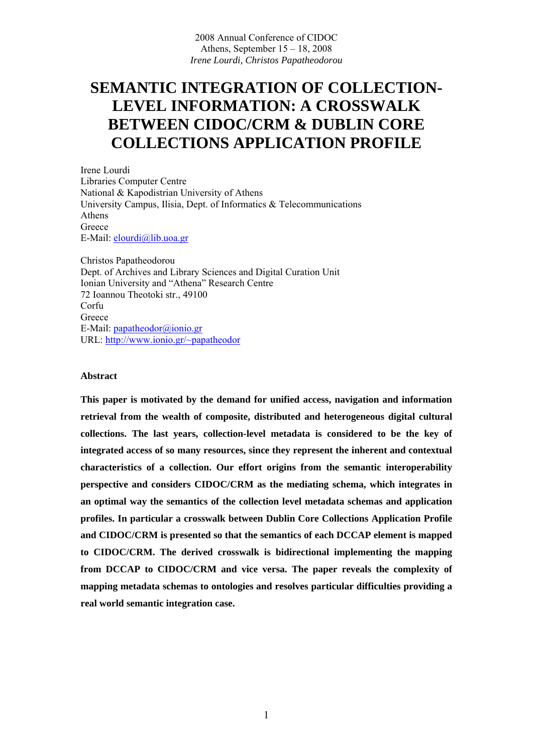2008 Annual Conference of CIDOC
Athens, September 15 – 18, 2008
*Irene Lourdi, Christos Papatheodorou*

# SEMANTIC INTEGRATION OF COLLECTION-LEVEL INFORMATION: A CROSSWALK BETWEEN CIDOC/CRM & DUBLIN CORE COLLECTIONS APPLICATION PROFILE

Irene Lourdi
Libraries Computer Centre
National & Kapodistrian University of Athens
University Campus, Ilisia, Dept. of Informatics & Telecommunications
Athens
Greece
E-Mail: elourdi@lib.uoa.gr

Christos Papatheodorou
Dept. of Archives and Library Sciences and Digital Curation Unit
Ionian University and "Athena" Research Centre
72 Ioannou Theotoki str., 49100
Corfu
Greece
E-Mail: papatheodor@ionio.gr
URL: http://www.ionio.gr/~papatheodor

**Abstract**

**This paper is motivated by the demand for unified access, navigation and information retrieval from the wealth of composite, distributed and heterogeneous digital cultural collections. The last years, collection-level metadata is considered to be the key of integrated access of so many resources, since they represent the inherent and contextual characteristics of a collection. Our effort origins from the semantic interoperability perspective and considers CIDOC/CRM as the mediating schema, which integrates in an optimal way the semantics of the collection level metadata schemas and application profiles. In particular a crosswalk between Dublin Core Collections Application Profile and CIDOC/CRM is presented so that the semantics of each DCCAP element is mapped to CIDOC/CRM. The derived crosswalk is bidirectional implementing the mapping from DCCAP to CIDOC/CRM and vice versa. The paper reveals the complexity of mapping metadata schemas to ontologies and resolves particular difficulties providing a real world semantic integration case.**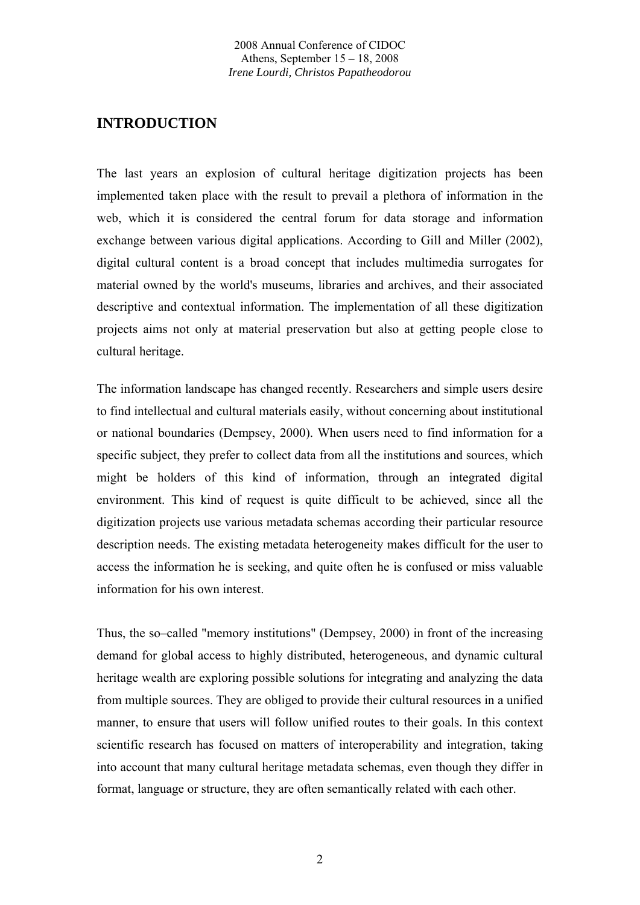# INTRODUCTION

The last years an explosion of cultural heritage digitization projects has been implemented taken place with the result to prevail a plethora of information in the web, which it is considered the central forum for data storage and information exchange between various digital applications. According to Gill and Miller (2002), digital cultural content is a broad concept that includes multimedia surrogates for material owned by the world's museums, libraries and archives, and their associated descriptive and contextual information. The implementation of all these digitization projects aims not only at material preservation but also at getting people close to cultural heritage.

The information landscape has changed recently. Researchers and simple users desire to find intellectual and cultural materials easily, without concerning about institutional or national boundaries (Dempsey, 2000). When users need to find information for a specific subject, they prefer to collect data from all the institutions and sources, which might be holders of this kind of information, through an integrated digital environment. This kind of request is quite difficult to be achieved, since all the digitization projects use various metadata schemas according their particular resource description needs. The existing metadata heterogeneity makes difficult for the user to access the information he is seeking, and quite often he is confused or miss valuable information for his own interest.

Thus, the so–called "memory institutions" (Dempsey, 2000) in front of the increasing demand for global access to highly distributed, heterogeneous, and dynamic cultural heritage wealth are exploring possible solutions for integrating and analyzing the data from multiple sources. They are obliged to provide their cultural resources in a unified manner, to ensure that users will follow unified routes to their goals. In this context scientific research has focused on matters of interoperability and integration, taking into account that many cultural heritage metadata schemas, even though they differ in format, language or structure, they are often semantically related with each other.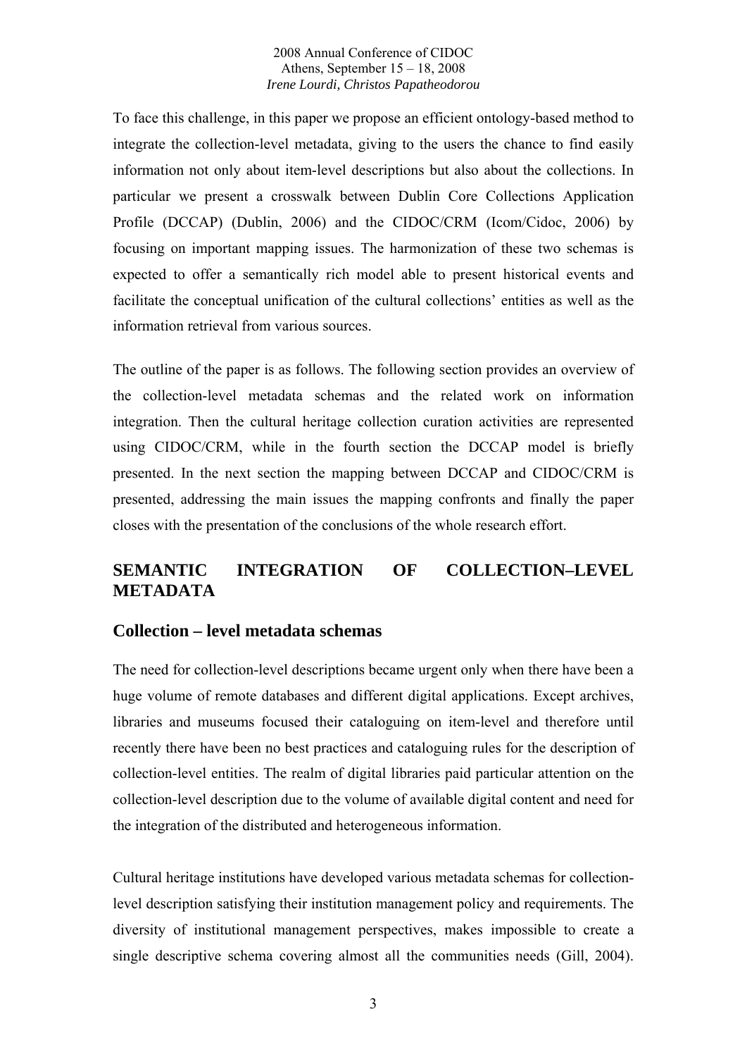To face this challenge, in this paper we propose an efficient ontology-based method to integrate the collection-level metadata, giving to the users the chance to find easily information not only about item-level descriptions but also about the collections. In particular we present a crosswalk between Dublin Core Collections Application Profile (DCCAP) (Dublin, 2006) and the CIDOC/CRM (Icom/Cidoc, 2006) by focusing on important mapping issues. The harmonization of these two schemas is expected to offer a semantically rich model able to present historical events and facilitate the conceptual unification of the cultural collections' entities as well as the information retrieval from various sources.

The outline of the paper is as follows. The following section provides an overview of the collection-level metadata schemas and the related work on information integration. Then the cultural heritage collection curation activities are represented using CIDOC/CRM, while in the fourth section the DCCAP model is briefly presented. In the next section the mapping between DCCAP and CIDOC/CRM is presented, addressing the main issues the mapping confronts and finally the paper closes with the presentation of the conclusions of the whole research effort.

## SEMANTIC INTEGRATION OF COLLECTION–LEVEL METADATA

### Collection – level metadata schemas

The need for collection-level descriptions became urgent only when there have been a huge volume of remote databases and different digital applications. Except archives, libraries and museums focused their cataloguing on item-level and therefore until recently there have been no best practices and cataloguing rules for the description of collection-level entities. The realm of digital libraries paid particular attention on the collection-level description due to the volume of available digital content and need for the integration of the distributed and heterogeneous information.

Cultural heritage institutions have developed various metadata schemas for collection-level description satisfying their institution management policy and requirements. The diversity of institutional management perspectives, makes impossible to create a single descriptive schema covering almost all the communities needs (Gill, 2004).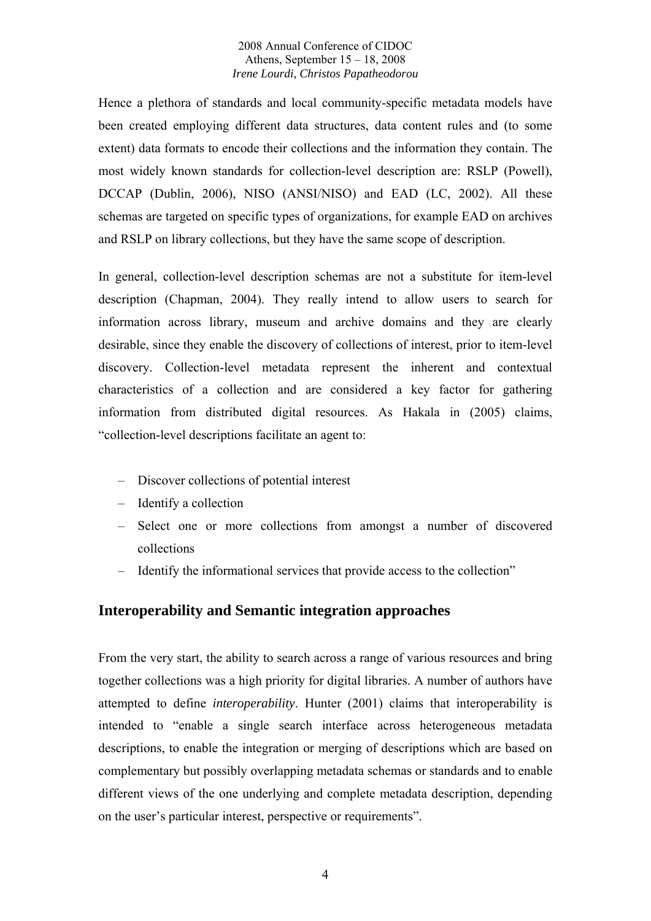Hence a plethora of standards and local community-specific metadata models have been created employing different data structures, data content rules and (to some extent) data formats to encode their collections and the information they contain. The most widely known standards for collection-level description are: RSLP (Powell), DCCAP (Dublin, 2006), NISO (ANSI/NISO) and EAD (LC, 2002). All these schemas are targeted on specific types of organizations, for example EAD on archives and RSLP on library collections, but they have the same scope of description.

In general, collection-level description schemas are not a substitute for item-level description (Chapman, 2004). They really intend to allow users to search for information across library, museum and archive domains and they are clearly desirable, since they enable the discovery of collections of interest, prior to item-level discovery. Collection-level metadata represent the inherent and contextual characteristics of a collection and are considered a key factor for gathering information from distributed digital resources. As Hakala in (2005) claims, "collection-level descriptions facilitate an agent to:

– Discover collections of potential interest
– Identify a collection
– Select one or more collections from amongst a number of discovered collections
– Identify the informational services that provide access to the collection"

## Interoperability and Semantic integration approaches

From the very start, the ability to search across a range of various resources and bring together collections was a high priority for digital libraries. A number of authors have attempted to define *interoperability*. Hunter (2001) claims that interoperability is intended to "enable a single search interface across heterogeneous metadata descriptions, to enable the integration or merging of descriptions which are based on complementary but possibly overlapping metadata schemas or standards and to enable different views of the one underlying and complete metadata description, depending on the user's particular interest, perspective or requirements".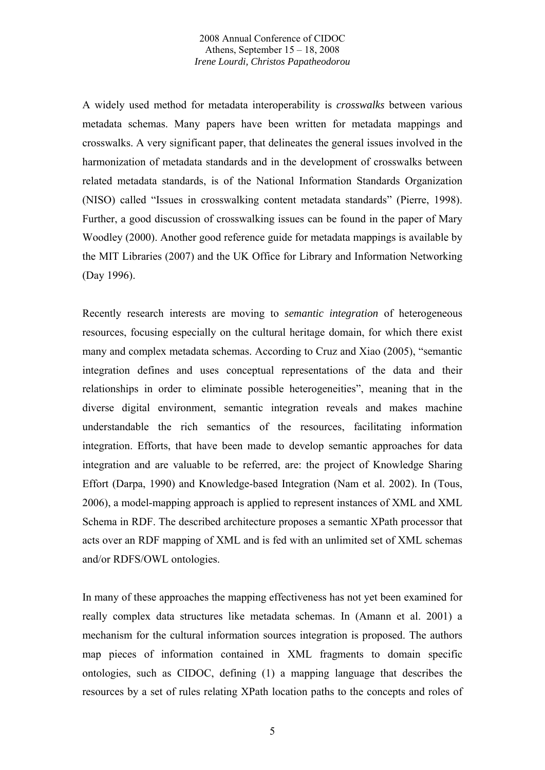A widely used method for metadata interoperability is *crosswalks* between various metadata schemas. Many papers have been written for metadata mappings and crosswalks. A very significant paper, that delineates the general issues involved in the harmonization of metadata standards and in the development of crosswalks between related metadata standards, is of the National Information Standards Organization (NISO) called "Issues in crosswalking content metadata standards" (Pierre, 1998). Further, a good discussion of crosswalking issues can be found in the paper of Mary Woodley (2000). Another good reference guide for metadata mappings is available by the MIT Libraries (2007) and the UK Office for Library and Information Networking (Day 1996).

Recently research interests are moving to *semantic integration* of heterogeneous resources, focusing especially on the cultural heritage domain, for which there exist many and complex metadata schemas. According to Cruz and Xiao (2005), "semantic integration defines and uses conceptual representations of the data and their relationships in order to eliminate possible heterogeneities", meaning that in the diverse digital environment, semantic integration reveals and makes machine understandable the rich semantics of the resources, facilitating information integration. Efforts, that have been made to develop semantic approaches for data integration and are valuable to be referred, are: the project of Knowledge Sharing Effort (Darpa, 1990) and Knowledge-based Integration (Nam et al. 2002). In (Tous, 2006), a model-mapping approach is applied to represent instances of XML and XML Schema in RDF. The described architecture proposes a semantic XPath processor that acts over an RDF mapping of XML and is fed with an unlimited set of XML schemas and/or RDFS/OWL ontologies.

In many of these approaches the mapping effectiveness has not yet been examined for really complex data structures like metadata schemas. In (Amann et al. 2001) a mechanism for the cultural information sources integration is proposed. The authors map pieces of information contained in XML fragments to domain specific ontologies, such as CIDOC, defining (1) a mapping language that describes the resources by a set of rules relating XPath location paths to the concepts and roles of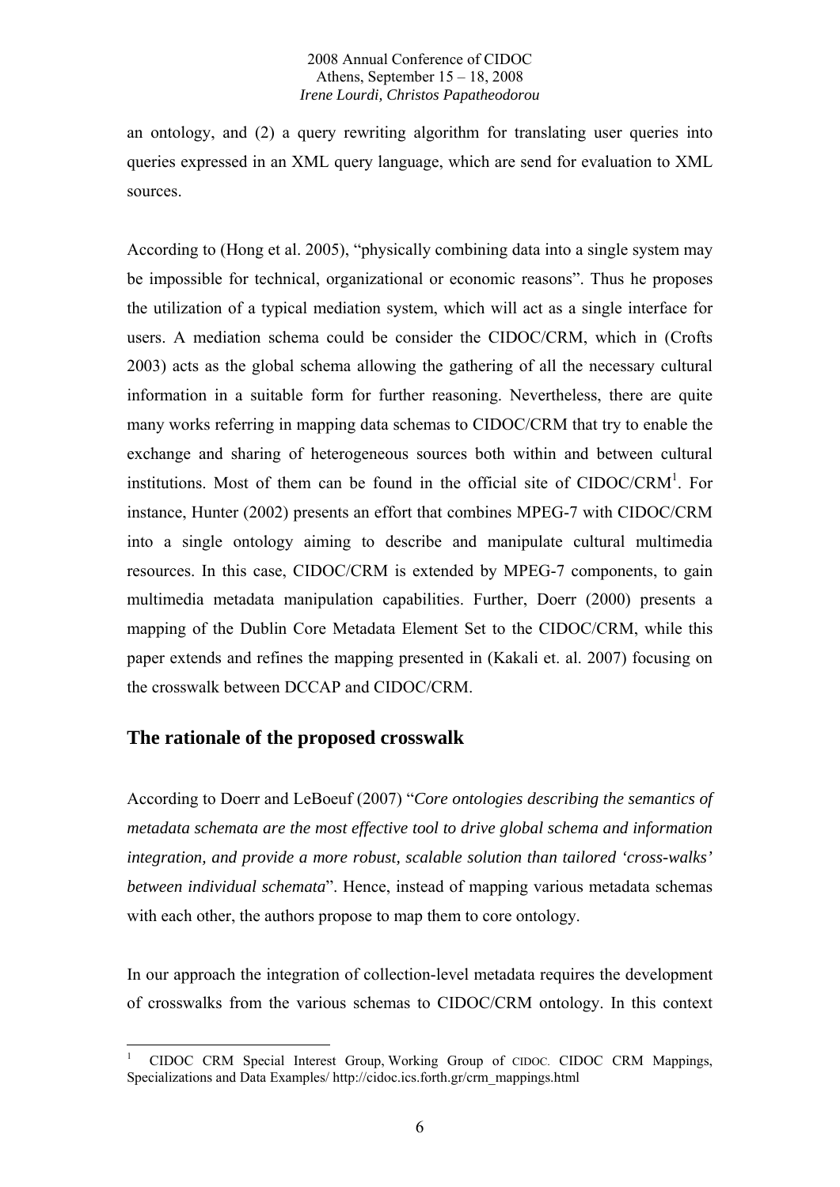an ontology, and (2) a query rewriting algorithm for translating user queries into queries expressed in an XML query language, which are send for evaluation to XML sources.

According to (Hong et al. 2005), "physically combining data into a single system may be impossible for technical, organizational or economic reasons". Thus he proposes the utilization of a typical mediation system, which will act as a single interface for users. A mediation schema could be consider the CIDOC/CRM, which in (Crofts 2003) acts as the global schema allowing the gathering of all the necessary cultural information in a suitable form for further reasoning. Nevertheless, there are quite many works referring in mapping data schemas to CIDOC/CRM that try to enable the exchange and sharing of heterogeneous sources both within and between cultural institutions. Most of them can be found in the official site of CIDOC/CRM[1]. For instance, Hunter (2002) presents an effort that combines MPEG-7 with CIDOC/CRM into a single ontology aiming to describe and manipulate cultural multimedia resources. In this case, CIDOC/CRM is extended by MPEG-7 components, to gain multimedia metadata manipulation capabilities. Further, Doerr (2000) presents a mapping of the Dublin Core Metadata Element Set to the CIDOC/CRM, while this paper extends and refines the mapping presented in (Kakali et. al. 2007) focusing on the crosswalk between DCCAP and CIDOC/CRM.

## The rationale of the proposed crosswalk

According to Doerr and LeBoeuf (2007) "*Core ontologies describing the semantics of metadata schemata are the most effective tool to drive global schema and information integration, and provide a more robust, scalable solution than tailored 'cross-walks' between individual schemata*". Hence, instead of mapping various metadata schemas with each other, the authors propose to map them to core ontology.

In our approach the integration of collection-level metadata requires the development of crosswalks from the various schemas to CIDOC/CRM ontology. In this context

---

[1] CIDOC CRM Special Interest Group, Working Group of CIDOC. CIDOC CRM Mappings, Specializations and Data Examples/ http://cidoc.ics.forth.gr/crm_mappings.html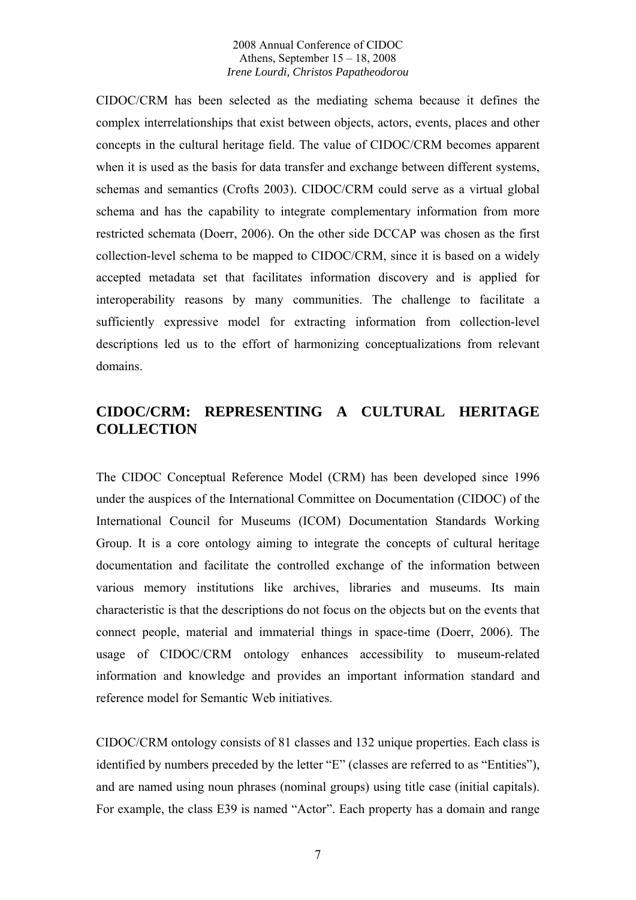CIDOC/CRM has been selected as the mediating schema because it defines the complex interrelationships that exist between objects, actors, events, places and other concepts in the cultural heritage field. The value of CIDOC/CRM becomes apparent when it is used as the basis for data transfer and exchange between different systems, schemas and semantics (Crofts 2003). CIDOC/CRM could serve as a virtual global schema and has the capability to integrate complementary information from more restricted schemata (Doerr, 2006). On the other side DCCAP was chosen as the first collection-level schema to be mapped to CIDOC/CRM, since it is based on a widely accepted metadata set that facilitates information discovery and is applied for interoperability reasons by many communities. The challenge to facilitate a sufficiently expressive model for extracting information from collection-level descriptions led us to the effort of harmonizing conceptualizations from relevant domains.

## CIDOC/CRM: REPRESENTING A CULTURAL HERITAGE COLLECTION

The CIDOC Conceptual Reference Model (CRM) has been developed since 1996 under the auspices of the International Committee on Documentation (CIDOC) of the International Council for Museums (ICOM) Documentation Standards Working Group. It is a core ontology aiming to integrate the concepts of cultural heritage documentation and facilitate the controlled exchange of the information between various memory institutions like archives, libraries and museums. Its main characteristic is that the descriptions do not focus on the objects but on the events that connect people, material and immaterial things in space-time (Doerr, 2006). The usage of CIDOC/CRM ontology enhances accessibility to museum-related information and knowledge and provides an important information standard and reference model for Semantic Web initiatives.

CIDOC/CRM ontology consists of 81 classes and 132 unique properties. Each class is identified by numbers preceded by the letter "E" (classes are referred to as "Entities"), and are named using noun phrases (nominal groups) using title case (initial capitals). For example, the class E39 is named "Actor". Each property has a domain and range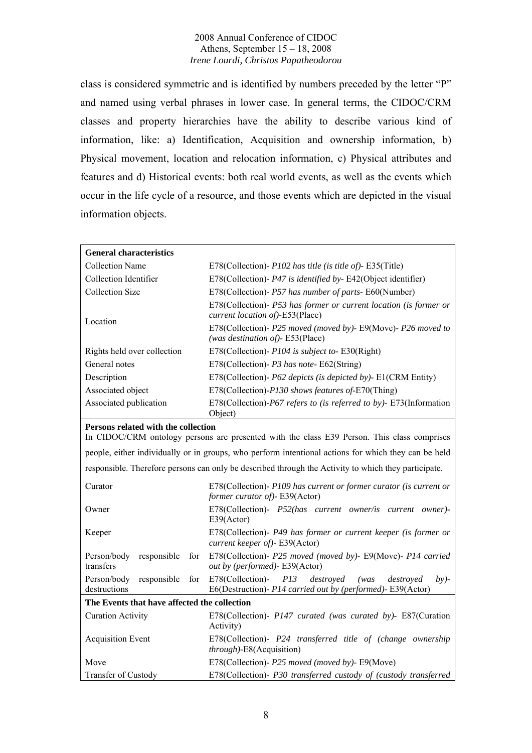class is considered symmetric and is identified by numbers preceded by the letter "P" and named using verbal phrases in lower case. In general terms, the CIDOC/CRM classes and property hierarchies have the ability to describe various kind of information, like: a) Identification, Acquisition and ownership information, b) Physical movement, location and relocation information, c) Physical attributes and features and d) Historical events: both real world events, as well as the events which occur in the life cycle of a resource, and those events which are depicted in the visual information objects.

| **General characteristics** | |
|---|---|
| Collection Name | E78(Collection)- *P102 has title (is title of)*- E35(Title) |
| Collection Identifier | E78(Collection)- *P47 is identified by*- E42(Object identifier) |
| Collection Size | E78(Collection)- *P57 has number of parts*- E60(Number) |
| Location | E78(Collection)- *P53 has former or current location (is former or current location of)*-E53(Place) |
| | E78(Collection)- *P25 moved (moved by)*- E9(Move)- *P26 moved to (was destination of)*- E53(Place) |
| Rights held over collection | E78(Collection)- *P104 is subject to*- E30(Right) |
| General notes | E78(Collection)- *P3 has note*- E62(String) |
| Description | E78(Collection)- *P62 depicts (is depicted by)*- E1(CRM Entity) |
| Associated object | E78(Collection)-*P130 shows features of*-E70(Thing) |
| Associated publication | E78(Collection)-*P67 refers to (is referred to by)*- E73(Information Object) |
| **Persons related with the collection** In CIDOC/CRM ontology persons are presented with the class E39 Person. This class comprises people, either individually or in groups, who perform intentional actions for which they can be held responsible. Therefore persons can only be described through the Activity to which they participate. | |
| Curator | E78(Collection)- *P109 has current or former curator (is current or former curator of)*- E39(Actor) |
| Owner | E78(Collection)- *P52(has current owner/is current owner)*- E39(Actor) |
| Keeper | E78(Collection)- *P49 has former or current keeper (is former or current keeper of)*- E39(Actor) |
| Person/body responsible for transfers | E78(Collection)- *P25 moved (moved by)*- E9(Move)- *P14 carried out by (performed)*- E39(Actor) |
| Person/body responsible for destructions | E78(Collection)- *P13 destroyed (was destroyed by)*- E6(Destruction)- *P14 carried out by (performed)*- E39(Actor) |
| **The Events that have affected the collection** | |
| Curation Activity | E78(Collection)- *P147 curated (was curated by)*- E87(Curation Activity) |
| Acquisition Event | E78(Collection)- *P24 transferred title of (change ownership through)*-E8(Acquisition) |
| Move | E78(Collection)- *P25 moved (moved by)*- E9(Move) |
| Transfer of Custody | E78(Collection)- *P30 transferred custody of (custody transferred* |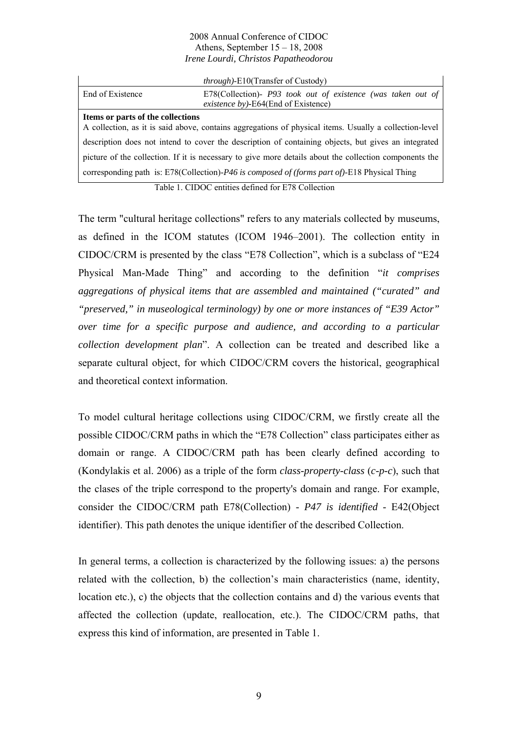| | |
|---|---|
| | *through)*-E10(Transfer of Custody) |
| End of Existence | E78(Collection)- *P93 took out of existence (was taken out of existence by)*-E64(End of Existence) |
| **Items or parts of the collections**<br>A collection, as it is said above, contains aggregations of physical items. Usually a collection-level description does not intend to cover the description of containing objects, but gives an integrated picture of the collection. If it is necessary to give more details about the collection components the corresponding path is: E78(Collection)-*P46 is composed of (forms part of)*-E18 Physical Thing | |

Table 1. CIDOC entities defined for E78 Collection

The term "cultural heritage collections" refers to any materials collected by museums, as defined in the ICOM statutes (ICOM 1946–2001). The collection entity in CIDOC/CRM is presented by the class "E78 Collection", which is a subclass of "E24 Physical Man-Made Thing" and according to the definition "*it comprises aggregations of physical items that are assembled and maintained ("curated" and "preserved," in museological terminology) by one or more instances of "E39 Actor" over time for a specific purpose and audience, and according to a particular collection development plan*". A collection can be treated and described like a separate cultural object, for which CIDOC/CRM covers the historical, geographical and theoretical context information.

To model cultural heritage collections using CIDOC/CRM, we firstly create all the possible CIDOC/CRM paths in which the "E78 Collection" class participates either as domain or range. A CIDOC/CRM path has been clearly defined according to (Kondylakis et al. 2006) as a triple of the form *class-property-class* (*c-p-c*), such that the clases of the triple correspond to the property's domain and range. For example, consider the CIDOC/CRM path E78(Collection) - *P47 is identified* - E42(Object identifier). This path denotes the unique identifier of the described Collection.

In general terms, a collection is characterized by the following issues: a) the persons related with the collection, b) the collection's main characteristics (name, identity, location etc.), c) the objects that the collection contains and d) the various events that affected the collection (update, reallocation, etc.). The CIDOC/CRM paths, that express this kind of information, are presented in Table 1.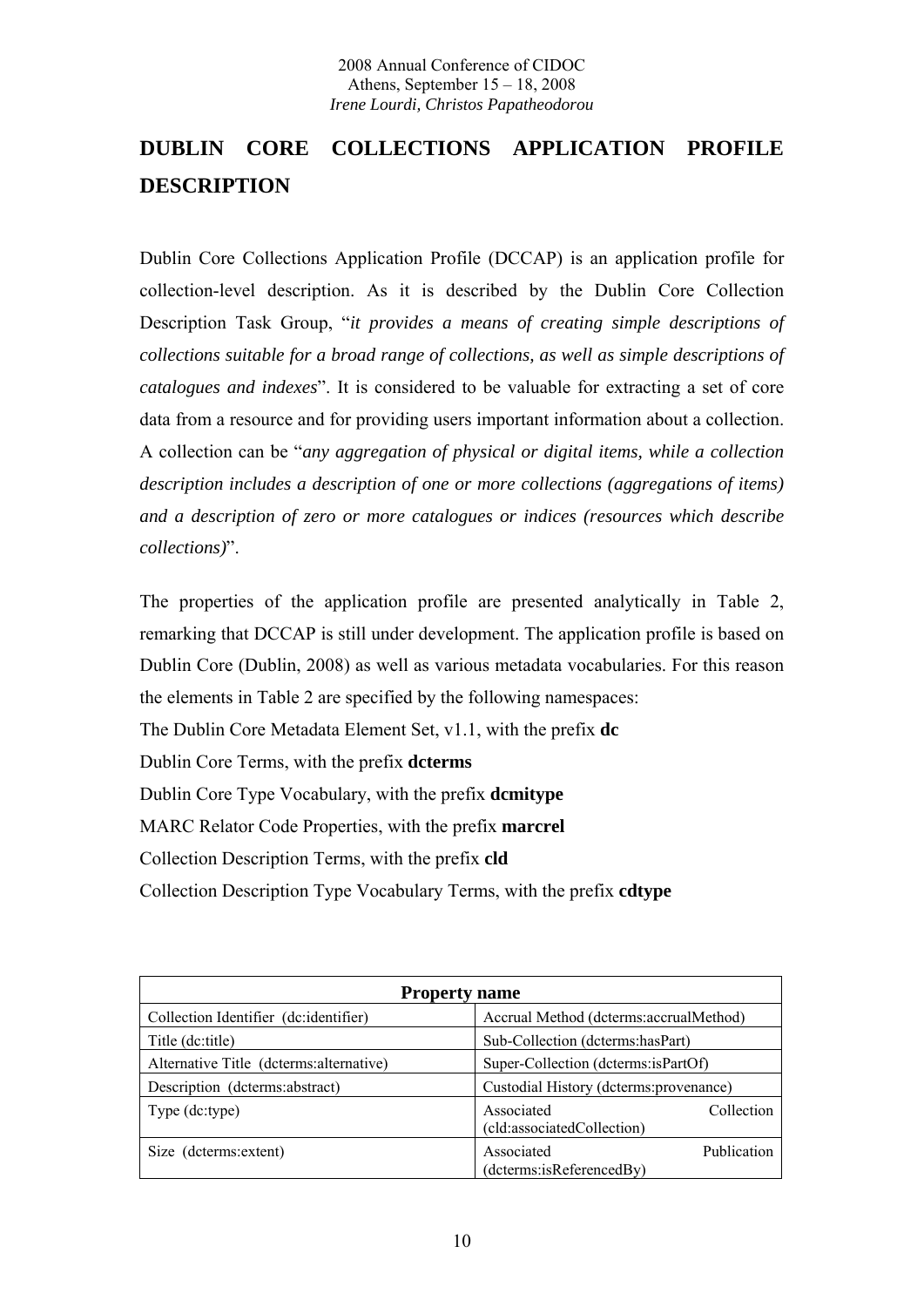## DUBLIN CORE COLLECTIONS APPLICATION PROFILE DESCRIPTION

Dublin Core Collections Application Profile (DCCAP) is an application profile for collection-level description. As it is described by the Dublin Core Collection Description Task Group, "*it provides a means of creating simple descriptions of collections suitable for a broad range of collections, as well as simple descriptions of catalogues and indexes*". It is considered to be valuable for extracting a set of core data from a resource and for providing users important information about a collection. A collection can be "*any aggregation of physical or digital items, while a collection description includes a description of one or more collections (aggregations of items) and a description of zero or more catalogues or indices (resources which describe collections)*".

The properties of the application profile are presented analytically in Table 2, remarking that DCCAP is still under development. The application profile is based on Dublin Core (Dublin, 2008) as well as various metadata vocabularies. For this reason the elements in Table 2 are specified by the following namespaces:

The Dublin Core Metadata Element Set, v1.1, with the prefix **dc**

Dublin Core Terms, with the prefix **dcterms**

Dublin Core Type Vocabulary, with the prefix **dcmitype**

MARC Relator Code Properties, with the prefix **marcrel**

Collection Description Terms, with the prefix **cld**

Collection Description Type Vocabulary Terms, with the prefix **cdtype**

| **Property name** | |
|---|---|
| Collection Identifier (dc:identifier) | Accrual Method (dcterms:accrualMethod) |
| Title (dc:title) | Sub-Collection (dcterms:hasPart) |
| Alternative Title (dcterms:alternative) | Super-Collection (dcterms:isPartOf) |
| Description (dcterms:abstract) | Custodial History (dcterms:provenance) |
| Type (dc:type) | Associated Collection (cld:associatedCollection) |
| Size (dcterms:extent) | Associated Publication (dcterms:isReferencedBy) |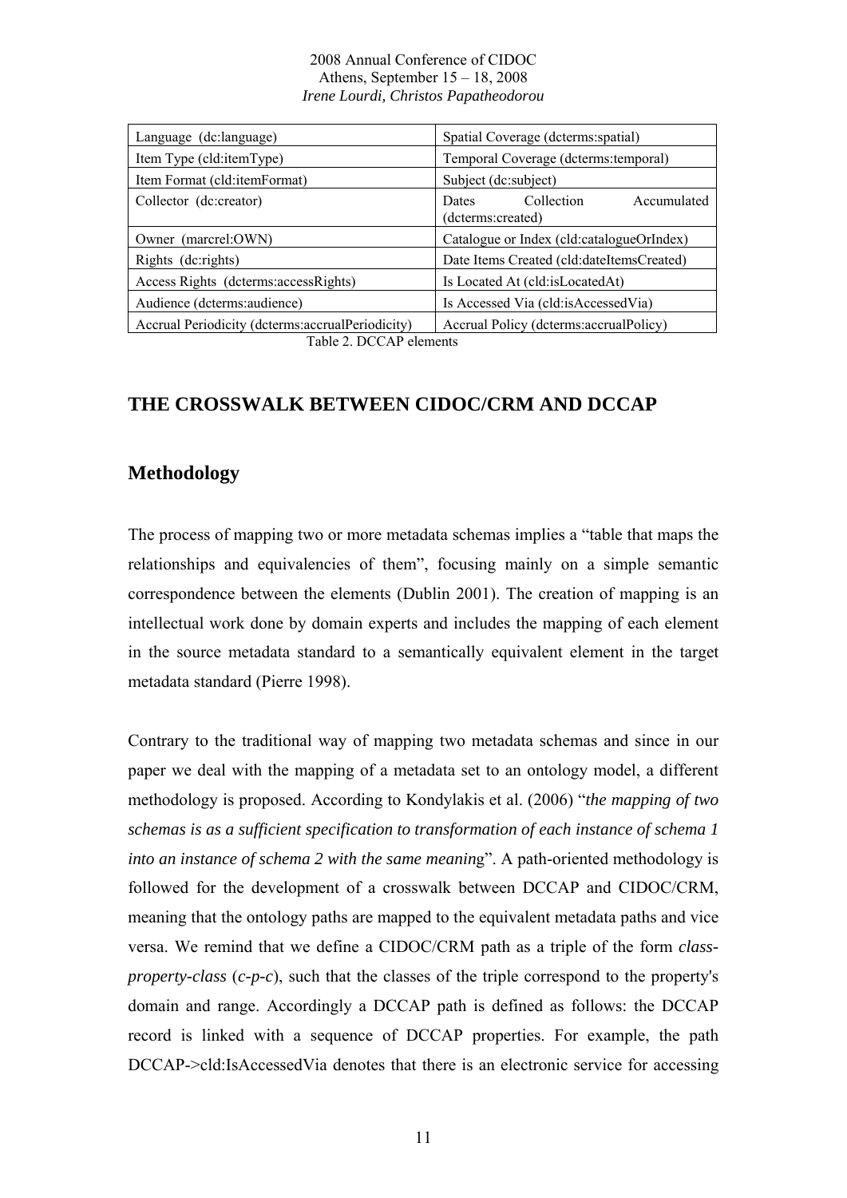| | |
|---|---|
| Language (dc:language) | Spatial Coverage (dcterms:spatial) |
| Item Type (cld:itemType) | Temporal Coverage (dcterms:temporal) |
| Item Format (cld:itemFormat) | Subject (dc:subject) |
| Collector (dc:creator) | Dates Collection Accumulated (dcterms:created) |
| Owner (marcrel:OWN) | Catalogue or Index (cld:catalogueOrIndex) |
| Rights (dc:rights) | Date Items Created (cld:dateItemsCreated) |
| Access Rights (dcterms:accessRights) | Is Located At (cld:isLocatedAt) |
| Audience (dcterms:audience) | Is Accessed Via (cld:isAccessedVia) |
| Accrual Periodicity (dcterms:accrualPeriodicity) | Accrual Policy (dcterms:accrualPolicy) |

Table 2. DCCAP elements

## THE CROSSWALK BETWEEN CIDOC/CRM AND DCCAP

### Methodology

The process of mapping two or more metadata schemas implies a "table that maps the relationships and equivalencies of them", focusing mainly on a simple semantic correspondence between the elements (Dublin 2001). The creation of mapping is an intellectual work done by domain experts and includes the mapping of each element in the source metadata standard to a semantically equivalent element in the target metadata standard (Pierre 1998).

Contrary to the traditional way of mapping two metadata schemas and since in our paper we deal with the mapping of a metadata set to an ontology model, a different methodology is proposed. According to Kondylakis et al. (2006) "*the mapping of two schemas is as a sufficient specification to transformation of each instance of schema 1 into an instance of schema 2 with the same meanin*g". A path-oriented methodology is followed for the development of a crosswalk between DCCAP and CIDOC/CRM, meaning that the ontology paths are mapped to the equivalent metadata paths and vice versa. We remind that we define a CIDOC/CRM path as a triple of the form *class-property-class* (*c-p-c*), such that the classes of the triple correspond to the property's domain and range. Accordingly a DCCAP path is defined as follows: the DCCAP record is linked with a sequence of DCCAP properties. For example, the path DCCAP->cld:IsAccessedVia denotes that there is an electronic service for accessing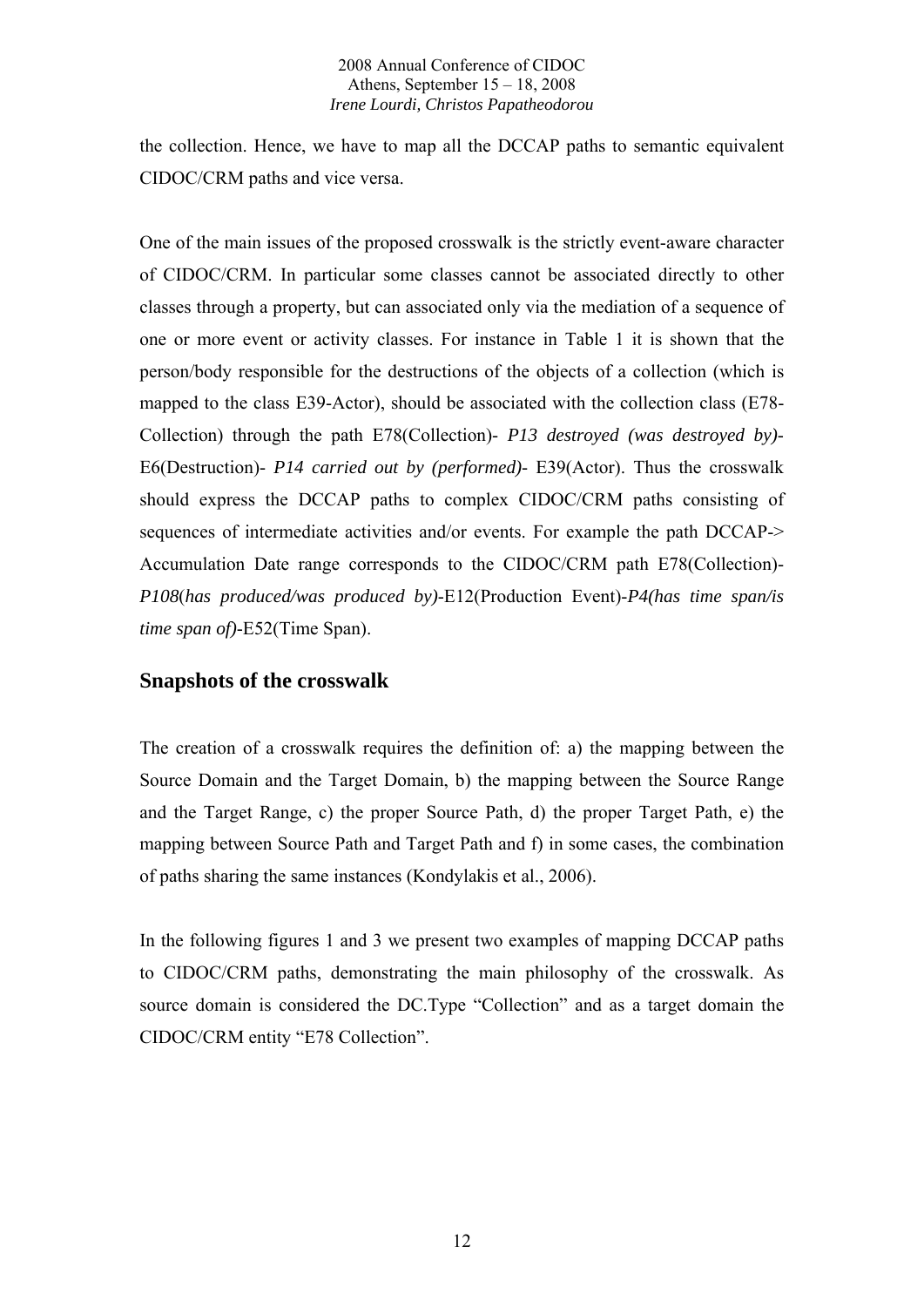the collection. Hence, we have to map all the DCCAP paths to semantic equivalent CIDOC/CRM paths and vice versa.

One of the main issues of the proposed crosswalk is the strictly event-aware character of CIDOC/CRM. In particular some classes cannot be associated directly to other classes through a property, but can associated only via the mediation of a sequence of one or more event or activity classes. For instance in Table 1 it is shown that the person/body responsible for the destructions of the objects of a collection (which is mapped to the class E39-Actor), should be associated with the collection class (E78-Collection) through the path E78(Collection)- *P13 destroyed (was destroyed by)*- E6(Destruction)- *P14 carried out by (performed)*- E39(Actor). Thus the crosswalk should express the DCCAP paths to complex CIDOC/CRM paths consisting of sequences of intermediate activities and/or events. For example the path DCCAP-> Accumulation Date range corresponds to the CIDOC/CRM path E78(Collection)-*P108*(*has produced/was produced by)*-E12(Production Event)-*P4(has time span/is time span of)*-E52(Time Span).

## Snapshots of the crosswalk

The creation of a crosswalk requires the definition of: a) the mapping between the Source Domain and the Target Domain, b) the mapping between the Source Range and the Target Range, c) the proper Source Path, d) the proper Target Path, e) the mapping between Source Path and Target Path and f) in some cases, the combination of paths sharing the same instances (Kondylakis et al., 2006).

In the following figures 1 and 3 we present two examples of mapping DCCAP paths to CIDOC/CRM paths, demonstrating the main philosophy of the crosswalk. As source domain is considered the DC.Type "Collection" and as a target domain the CIDOC/CRM entity "E78 Collection".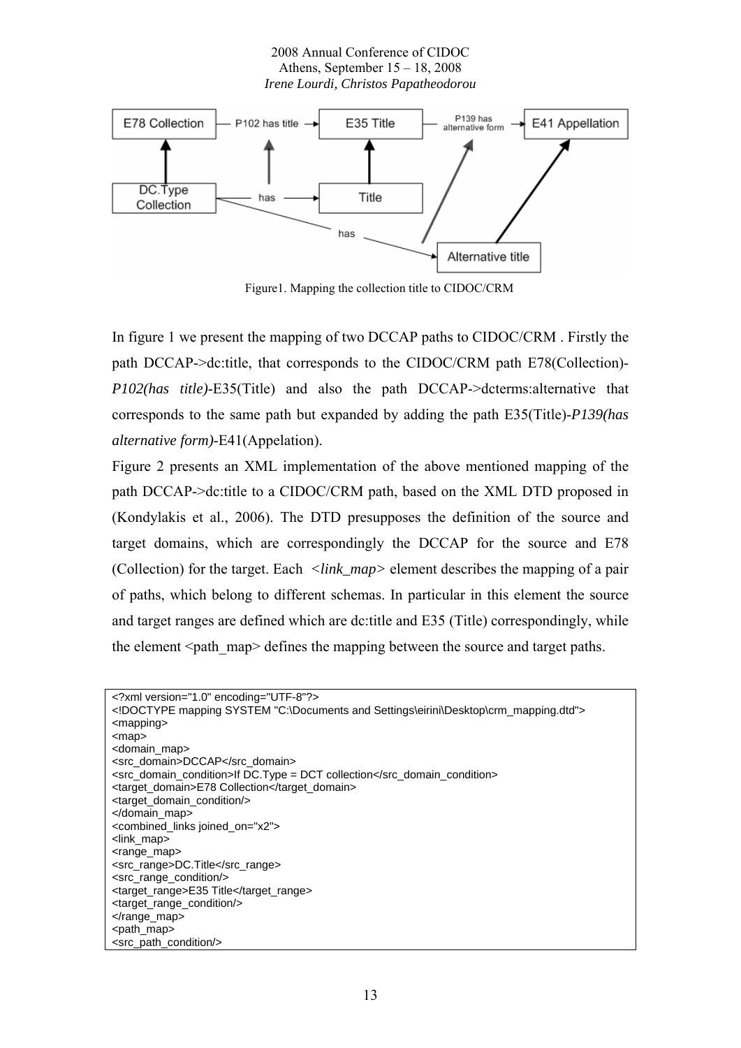Figure1. Mapping the collection title to CIDOC/CRM

In figure 1 we present the mapping of two DCCAP paths to CIDOC/CRM . Firstly the path DCCAP->dc:title, that corresponds to the CIDOC/CRM path E78(Collection)-*P102(has title)*-E35(Title) and also the path DCCAP->dcterms:alternative that corresponds to the same path but expanded by adding the path E35(Title)-*P139(has alternative form)*-E41(Appelation).

Figure 2 presents an XML implementation of the above mentioned mapping of the path DCCAP->dc:title to a CIDOC/CRM path, based on the XML DTD proposed in (Kondylakis et al., 2006). The DTD presupposes the definition of the source and target domains, which are correspondingly the DCCAP for the source and E78 (Collection) for the target. Each *<link_map>* element describes the mapping of a pair of paths, which belong to different schemas. In particular in this element the source and target ranges are defined which are dc:title and E35 (Title) correspondingly, while the element <path_map> defines the mapping between the source and target paths.

```
<?xml version="1.0" encoding="UTF-8"?>
<!DOCTYPE mapping SYSTEM "C:\Documents and Settings\eirini\Desktop\crm_mapping.dtd">
<mapping>
<map>
<domain_map>
<src_domain>DCCAP</src_domain>
<src_domain_condition>If DC.Type = DCT collection</src_domain_condition>
<target_domain>E78 Collection</target_domain>
<target_domain_condition/>
</domain_map>
<combined_links joined_on="x2">
<link_map>
<range_map>
<src_range>DC.Title</src_range>
<src_range_condition/>
<target_range>E35 Title</target_range>
<target_range_condition/>
</range_map>
<path_map>
<src_path_condition/>
```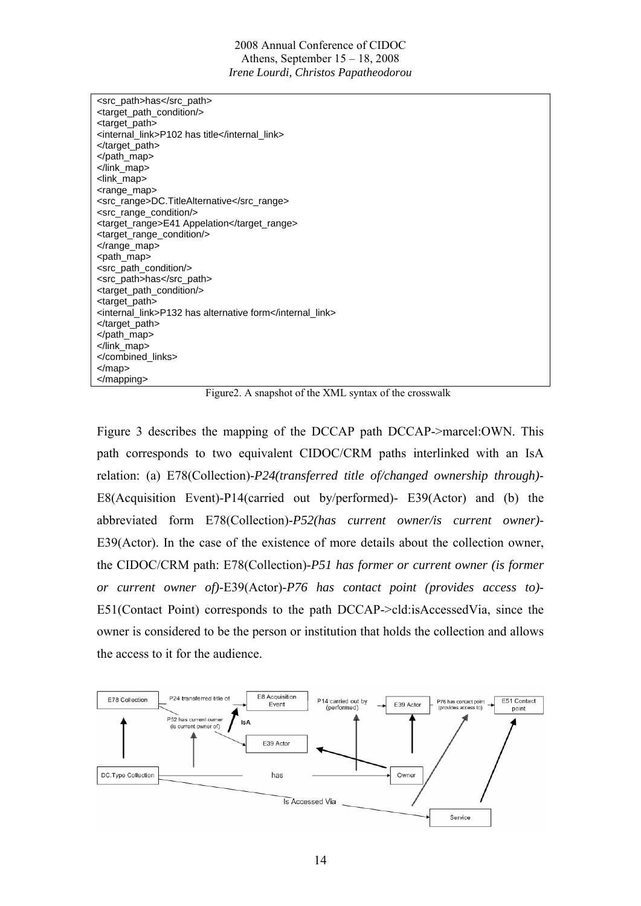```
<src_path>has</src_path>
<target_path_condition/>
<target_path>
<internal_link>P102 has title</internal_link>
</target_path>
</path_map>
</link_map>
<link_map>
<range_map>
<src_range>DC.TitleAlternative</src_range>
<src_range_condition/>
<target_range>E41 Appelation</target_range>
<target_range_condition/>
</range_map>
<path_map>
<src_path_condition/>
<src_path>has</src_path>
<target_path_condition/>
<target_path>
<internal_link>P132 has alternative form</internal_link>
</target_path>
</path_map>
</link_map>
</combined_links>
</map>
</mapping>
```

Figure2. A snapshot of the XML syntax of the crosswalk

Figure 3 describes the mapping of the DCCAP path DCCAP->marcel:OWN. This path corresponds to two equivalent CIDOC/CRM paths interlinked with an IsA relation: (a) E78(Collection)-*P24(transferred title of/changed ownership through)*-E8(Acquisition Event)-P14(carried out by/performed)- E39(Actor) and (b) the abbreviated form E78(Collection)-*P52(has current owner/is current owner)*-E39(Actor). In the case of the existence of more details about the collection owner, the CIDOC/CRM path: E78(Collection)-*P51 has former or current owner (is former or current owner of)*-E39(Actor)-*P76 has contact point (provides access to)*-E51(Contact Point) corresponds to the path DCCAP->cld:isAccessedVia, since the owner is considered to be the person or institution that holds the collection and allows the access to it for the audience.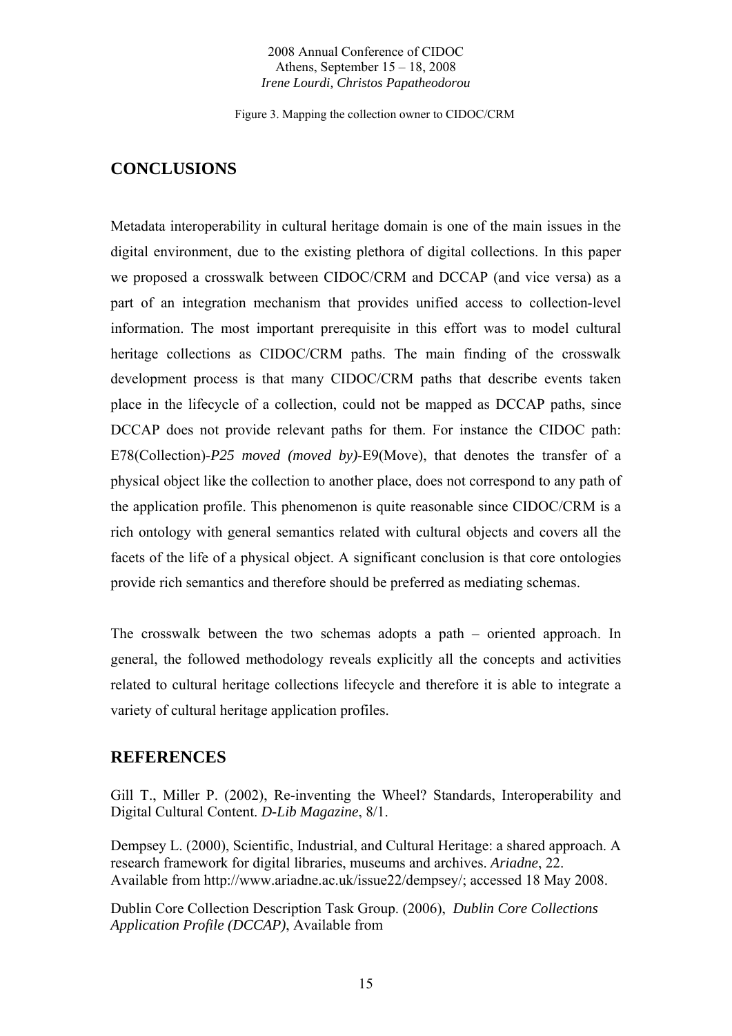Figure 3. Mapping the collection owner to CIDOC/CRM

## CONCLUSIONS

Metadata interoperability in cultural heritage domain is one of the main issues in the digital environment, due to the existing plethora of digital collections. In this paper we proposed a crosswalk between CIDOC/CRM and DCCAP (and vice versa) as a part of an integration mechanism that provides unified access to collection-level information. The most important prerequisite in this effort was to model cultural heritage collections as CIDOC/CRM paths. The main finding of the crosswalk development process is that many CIDOC/CRM paths that describe events taken place in the lifecycle of a collection, could not be mapped as DCCAP paths, since DCCAP does not provide relevant paths for them. For instance the CIDOC path: E78(Collection)-*P25 moved (moved by)*-E9(Move), that denotes the transfer of a physical object like the collection to another place, does not correspond to any path of the application profile. This phenomenon is quite reasonable since CIDOC/CRM is a rich ontology with general semantics related with cultural objects and covers all the facets of the life of a physical object. A significant conclusion is that core ontologies provide rich semantics and therefore should be preferred as mediating schemas.

The crosswalk between the two schemas adopts a path – oriented approach. In general, the followed methodology reveals explicitly all the concepts and activities related to cultural heritage collections lifecycle and therefore it is able to integrate a variety of cultural heritage application profiles.

## REFERENCES

Gill T., Miller P. (2002), Re-inventing the Wheel? Standards, Interoperability and Digital Cultural Content. *D-Lib Magazine*, 8/1.

Dempsey L. (2000), Scientific, Industrial, and Cultural Heritage: a shared approach. A research framework for digital libraries, museums and archives. *Ariadne*, 22. Available from http://www.ariadne.ac.uk/issue22/dempsey/; accessed 18 May 2008.

Dublin Core Collection Description Task Group. (2006), *Dublin Core Collections Application Profile (DCCAP)*, Available from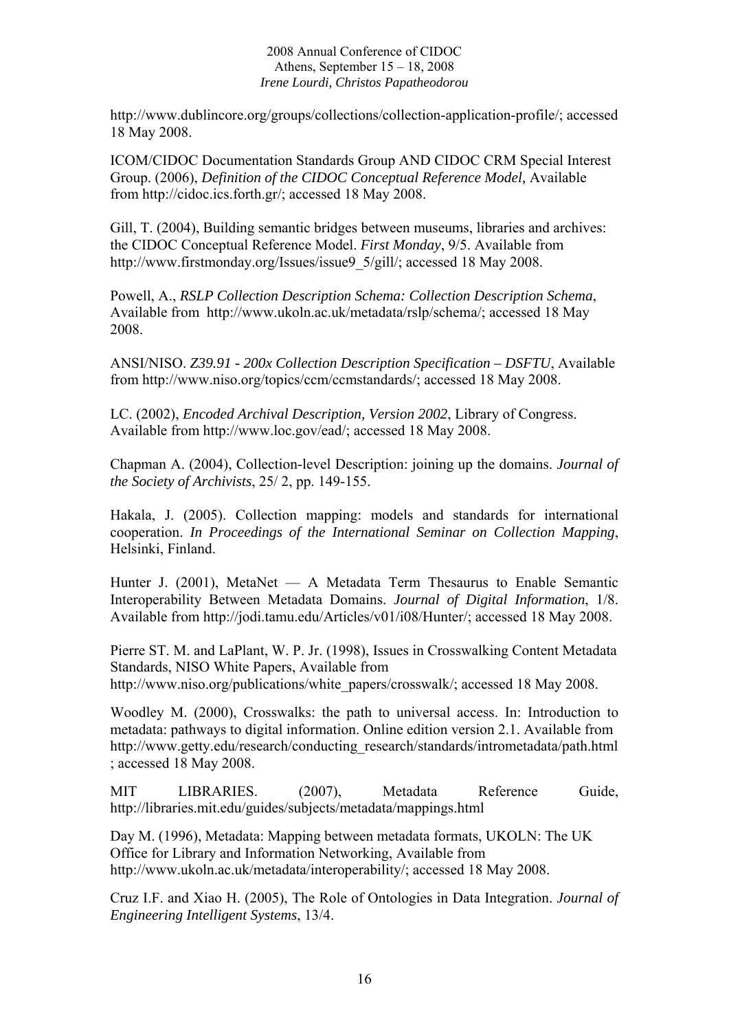http://www.dublincore.org/groups/collections/collection-application-profile/; accessed 18 May 2008.

ICOM/CIDOC Documentation Standards Group AND CIDOC CRM Special Interest Group. (2006), *Definition of the CIDOC Conceptual Reference Model,* Available from http://cidoc.ics.forth.gr/; accessed 18 May 2008.

Gill, T. (2004), Building semantic bridges between museums, libraries and archives: the CIDOC Conceptual Reference Model. *First Monday*, 9/5. Available from http://www.firstmonday.org/Issues/issue9_5/gill/; accessed 18 May 2008.

Powell, A., *RSLP Collection Description Schema: Collection Description Schema*, Available from http://www.ukoln.ac.uk/metadata/rslp/schema/; accessed 18 May 2008.

ANSI/NISO. *Z39.91 - 200x Collection Description Specification – DSFTU*, Available from http://www.niso.org/topics/ccm/ccmstandards/; accessed 18 May 2008.

LC. (2002), *Encoded Archival Description, Version 2002*, Library of Congress. Available from http://www.loc.gov/ead/; accessed 18 May 2008.

Chapman A. (2004), Collection-level Description: joining up the domains. *Journal of the Society of Archivists*, 25/ 2, pp. 149-155.

Hakala, J. (2005). Collection mapping: models and standards for international cooperation. *In Proceedings of the International Seminar on Collection Mapping*, Helsinki, Finland.

Hunter J. (2001), MetaNet — A Metadata Term Thesaurus to Enable Semantic Interoperability Between Metadata Domains. *Journal of Digital Information*, 1/8. Available from http://jodi.tamu.edu/Articles/v01/i08/Hunter/; accessed 18 May 2008.

Pierre ST. M. and LaPlant, W. P. Jr. (1998), Issues in Crosswalking Content Metadata Standards, NISO White Papers, Available from http://www.niso.org/publications/white_papers/crosswalk/; accessed 18 May 2008.

Woodley M. (2000), Crosswalks: the path to universal access. In: Introduction to metadata: pathways to digital information. Online edition version 2.1. Available from http://www.getty.edu/research/conducting_research/standards/intrometadata/path.html ; accessed 18 May 2008.

MIT LIBRARIES. (2007), Metadata Reference Guide, http://libraries.mit.edu/guides/subjects/metadata/mappings.html

Day M. (1996), Metadata: Mapping between metadata formats, UKOLN: The UK Office for Library and Information Networking, Available from http://www.ukoln.ac.uk/metadata/interoperability/; accessed 18 May 2008.

Cruz I.F. and Xiao H. (2005), The Role of Ontologies in Data Integration. *Journal of Engineering Intelligent Systems*, 13/4.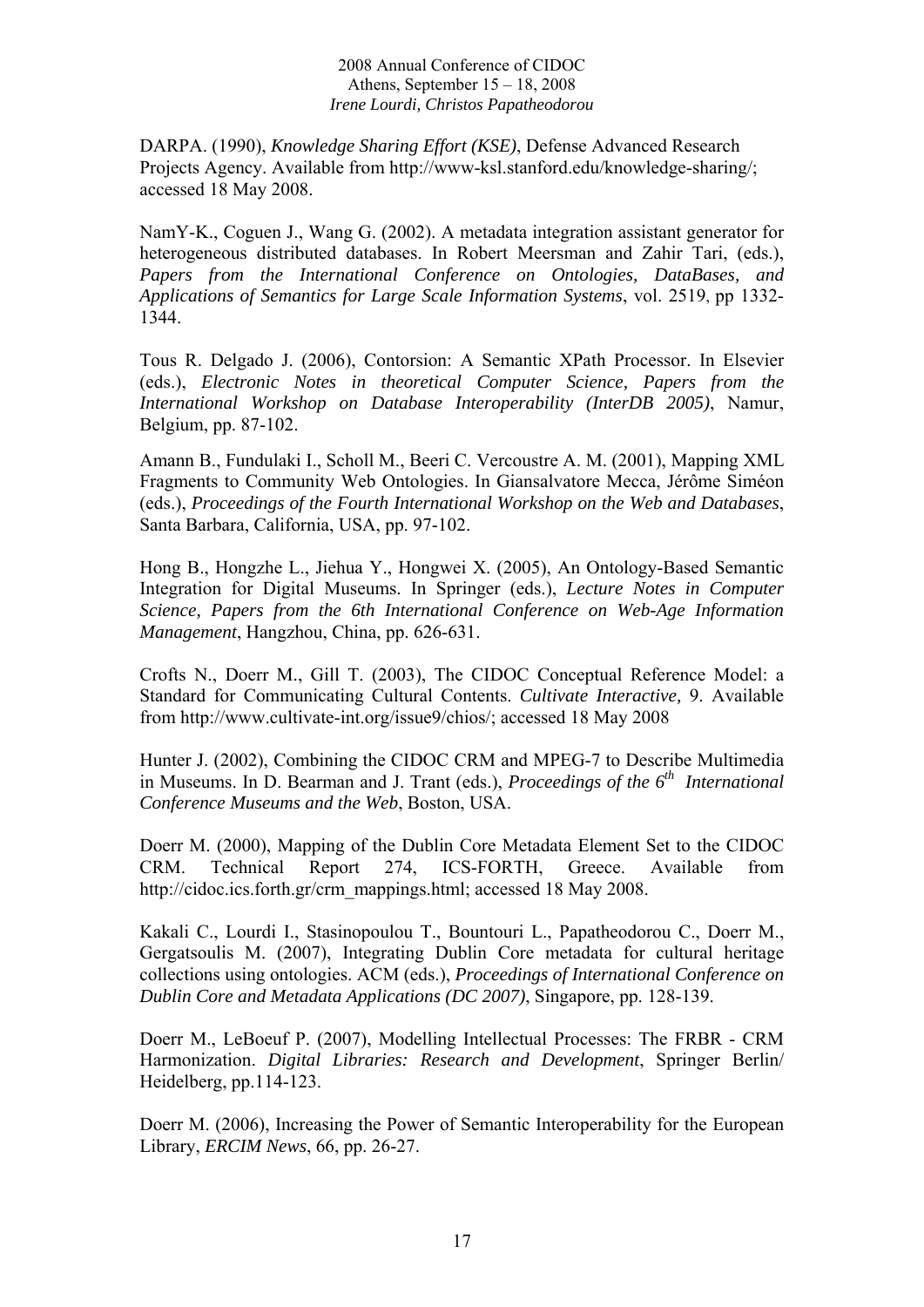DARPA. (1990), *Knowledge Sharing Effort (KSE)*, Defense Advanced Research Projects Agency. Available from http://www-ksl.stanford.edu/knowledge-sharing/; accessed 18 May 2008.

NamY-K., Coguen J., Wang G. (2002). A metadata integration assistant generator for heterogeneous distributed databases. In Robert Meersman and Zahir Tari, (eds.), *Papers from the International Conference on Ontologies, DataBases, and Applications of Semantics for Large Scale Information Systems*, vol. 2519, pp 1332-1344.

Tous R. Delgado J. (2006), Contorsion: A Semantic XPath Processor. In Elsevier (eds.), *Electronic Notes in theoretical Computer Science, Papers from the International Workshop on Database Interoperability (InterDB 2005)*, Namur, Belgium, pp. 87-102.

Amann B., Fundulaki I., Scholl M., Beeri C. Vercoustre A. M. (2001), Mapping XML Fragments to Community Web Ontologies. In Giansalvatore Mecca, Jérôme Siméon (eds.), *Proceedings of the Fourth International Workshop on the Web and Databases*, Santa Barbara, California, USA, pp. 97-102.

Hong B., Hongzhe L., Jiehua Y., Hongwei X. (2005), An Ontology-Based Semantic Integration for Digital Museums. In Springer (eds.), *Lecture Notes in Computer Science, Papers from the 6th International Conference on Web-Age Information Management*, Hangzhou, China, pp. 626-631.

Crofts N., Doerr M., Gill T. (2003), The CIDOC Conceptual Reference Model: a Standard for Communicating Cultural Contents. *Cultivate Interactive,* 9. Available from http://www.cultivate-int.org/issue9/chios/; accessed 18 May 2008

Hunter J. (2002), Combining the CIDOC CRM and MPEG-7 to Describe Multimedia in Museums. In D. Bearman and J. Trant (eds.), *Proceedings of the 6th International Conference Museums and the Web*, Boston, USA.

Doerr M. (2000), Mapping of the Dublin Core Metadata Element Set to the CIDOC CRM. Technical Report 274, ICS-FORTH, Greece. Available from http://cidoc.ics.forth.gr/crm_mappings.html; accessed 18 May 2008.

Kakali C., Lourdi I., Stasinopoulou T., Bountouri L., Papatheodorou C., Doerr M., Gergatsoulis M. (2007), Integrating Dublin Core metadata for cultural heritage collections using ontologies. ACM (eds.), *Proceedings of International Conference on Dublin Core and Metadata Applications (DC 2007)*, Singapore, pp. 128-139.

Doerr M., LeBoeuf P. (2007), Modelling Intellectual Processes: The FRBR - CRM Harmonization. *Digital Libraries: Research and Development*, Springer Berlin/ Heidelberg, pp.114-123.

Doerr M. (2006), Increasing the Power of Semantic Interoperability for the European Library, *ERCIM News*, 66, pp. 26-27.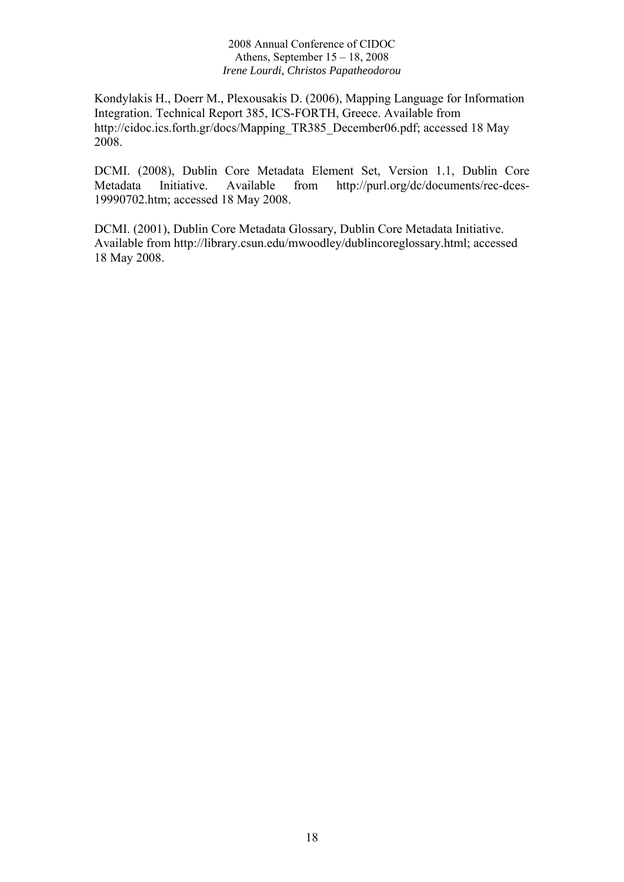Kondylakis H., Doerr M., Plexousakis D. (2006), Mapping Language for Information Integration. Technical Report 385, ICS-FORTH, Greece. Available from http://cidoc.ics.forth.gr/docs/Mapping_TR385_December06.pdf; accessed 18 May 2008.

DCMI. (2008), Dublin Core Metadata Element Set, Version 1.1, Dublin Core Metadata Initiative. Available from http://purl.org/dc/documents/rec-dces-19990702.htm; accessed 18 May 2008.

DCMI. (2001), Dublin Core Metadata Glossary, Dublin Core Metadata Initiative. Available from http://library.csun.edu/mwoodley/dublincoreglossary.html; accessed 18 May 2008.